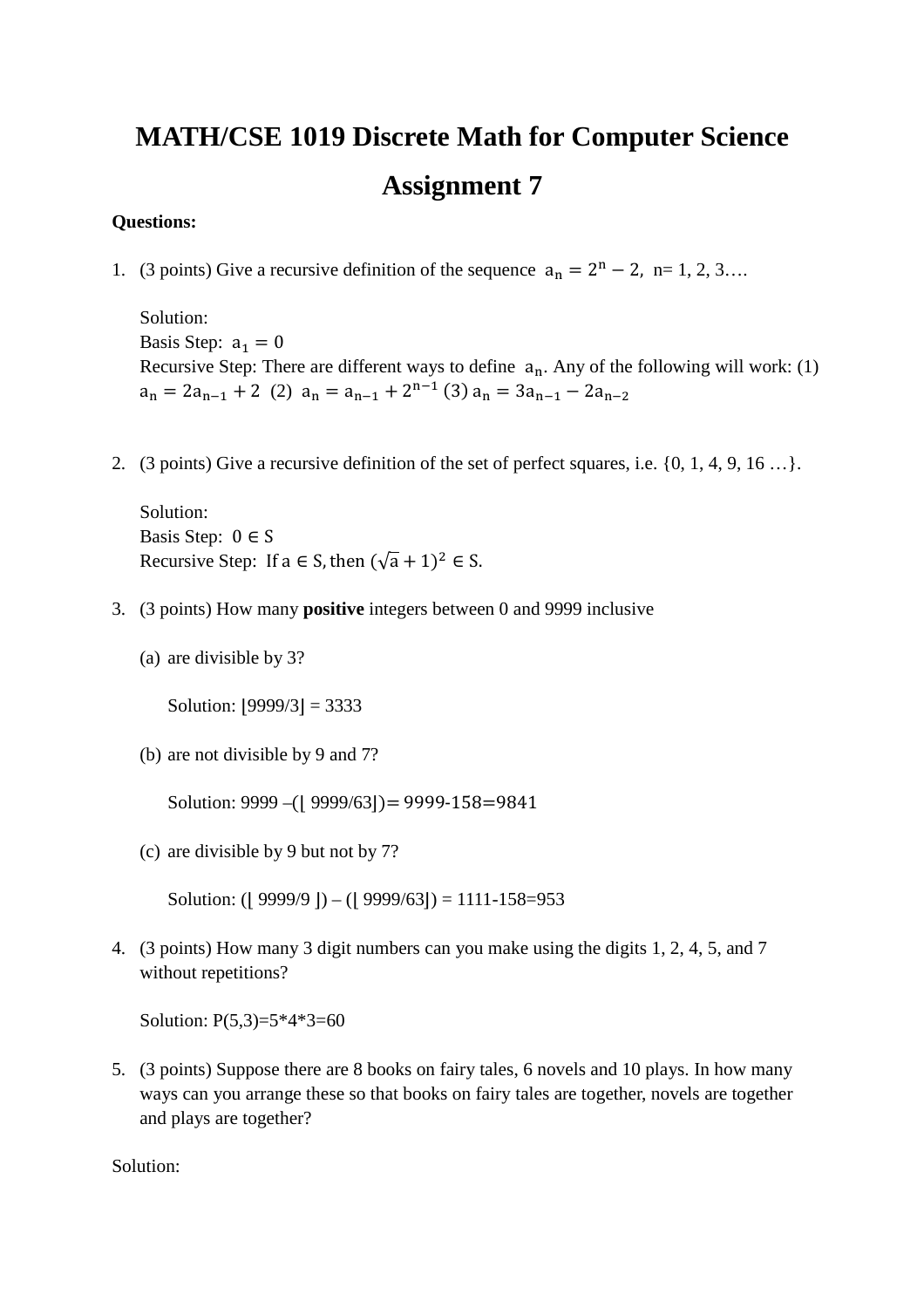# MATH/CSE 1019 Discrete Math for Computer Science

# Assignment 7

**Questions:**

1. (3 points) Give a recursive definition of the sequence $a_n = 2^n - 2$, n= 1, 2, 3….

   Solution:
   Basis Step: $a_1 = 0$
   Recursive Step: There are different ways to define $a_n$. Any of the following will work: (1) $a_n = 2a_{n-1} + 2$ (2) $a_n = a_{n-1} + 2^{n-1}$ (3) $a_n = 3a_{n-1} - 2a_{n-2}$

2. (3 points) Give a recursive definition of the set of perfect squares, i.e. {0, 1, 4, 9, 16 …}.

   Solution:
   Basis Step: $0 \in S$
   Recursive Step: If $a \in S$, then $(\sqrt{a} + 1)^2 \in S$.

3. (3 points) How many **positive** integers between 0 and 9999 inclusive

   (a) are divisible by 3?

   Solution: $\lfloor 9999/3 \rfloor = 3333$

   (b) are not divisible by 9 and 7?

   Solution: 9999 –($\lfloor$ 9999/63$\rfloor$)= 9999-158=9841

   (c) are divisible by 9 but not by 7?

   Solution: ($\lfloor$ 9999/9 $\rfloor$) – ($\lfloor$ 9999/63$\rfloor$) = 1111-158=953

4. (3 points) How many 3 digit numbers can you make using the digits 1, 2, 4, 5, and 7 without repetitions?

   Solution: P(5,3)=5\*4\*3=60

5. (3 points) Suppose there are 8 books on fairy tales, 6 novels and 10 plays. In how many ways can you arrange these so that books on fairy tales are together, novels are together and plays are together?

Solution: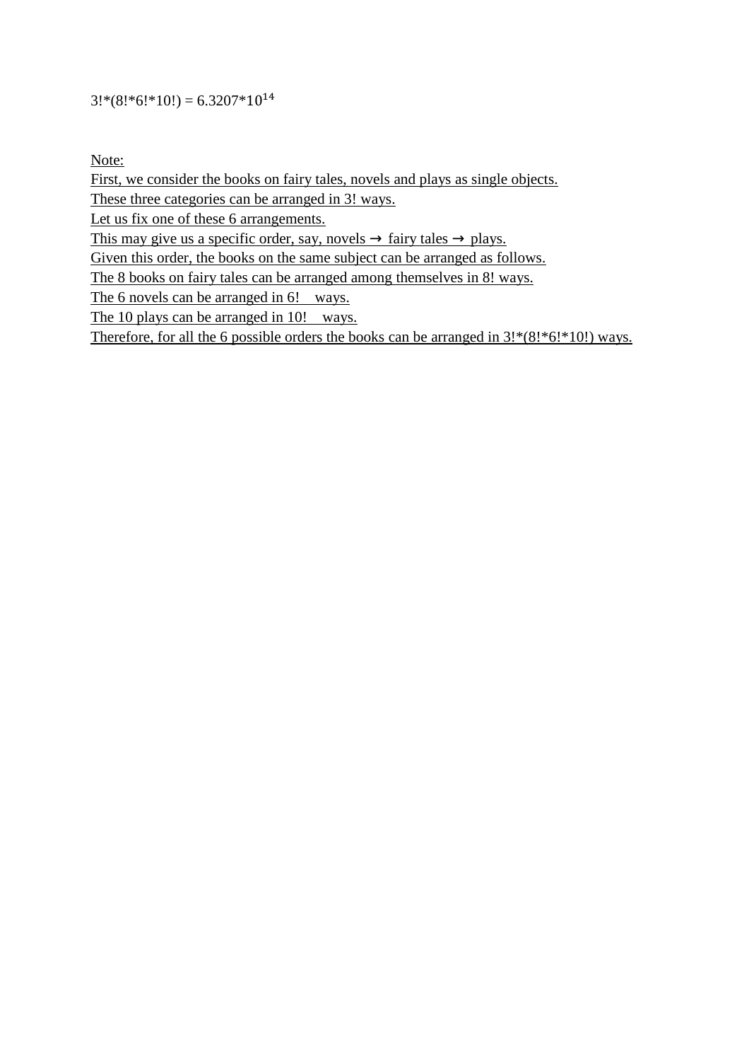$3!*(8!*6!*10!) = 6.3207*10^{14}$

Note:

First, we consider the books on fairy tales, novels and plays as single objects.

These three categories can be arranged in 3! ways.

Let us fix one of these 6 arrangements.

This may give us a specific order, say, novels → fairy tales → plays.

Given this order, the books on the same subject can be arranged as follows.

The 8 books on fairy tales can be arranged among themselves in 8! ways.

The 6 novels can be arranged in 6! ways.

The 10 plays can be arranged in 10! ways.

Therefore, for all the 6 possible orders the books can be arranged in 3!*(8!*6!*10!) ways.